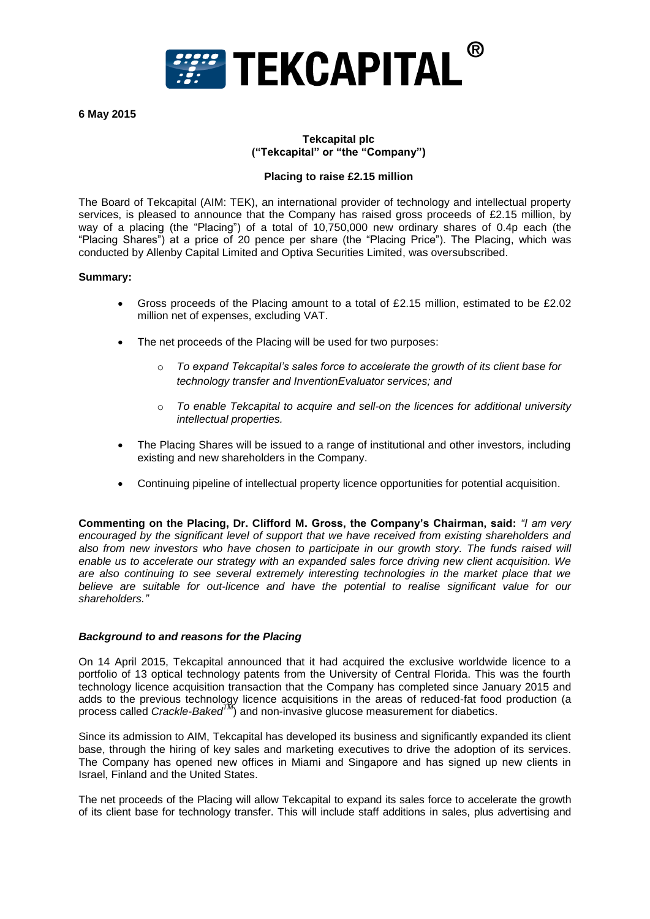**6 May 2015**

**Tekcapital plc**
**("Tekcapital" or "the "Company")**

**Placing to raise £2.15 million**

The Board of Tekcapital (AIM: TEK), an international provider of technology and intellectual property services, is pleased to announce that the Company has raised gross proceeds of £2.15 million, by way of a placing (the "Placing") of a total of 10,750,000 new ordinary shares of 0.4p each (the "Placing Shares") at a price of 20 pence per share (the "Placing Price"). The Placing, which was conducted by Allenby Capital Limited and Optiva Securities Limited, was oversubscribed.

**Summary:**

- Gross proceeds of the Placing amount to a total of £2.15 million, estimated to be £2.02 million net of expenses, excluding VAT.
- The net proceeds of the Placing will be used for two purposes:
  - *To expand Tekcapital's sales force to accelerate the growth of its client base for technology transfer and InventionEvaluator services; and*
  - *To enable Tekcapital to acquire and sell-on the licences for additional university intellectual properties.*
- The Placing Shares will be issued to a range of institutional and other investors, including existing and new shareholders in the Company.
- Continuing pipeline of intellectual property licence opportunities for potential acquisition.

**Commenting on the Placing, Dr. Clifford M. Gross, the Company's Chairman, said:** *"I am very encouraged by the significant level of support that we have received from existing shareholders and also from new investors who have chosen to participate in our growth story. The funds raised will enable us to accelerate our strategy with an expanded sales force driving new client acquisition. We are also continuing to see several extremely interesting technologies in the market place that we believe are suitable for out-licence and have the potential to realise significant value for our shareholders."*

***Background to and reasons for the Placing***

On 14 April 2015, Tekcapital announced that it had acquired the exclusive worldwide licence to a portfolio of 13 optical technology patents from the University of Central Florida. This was the fourth technology licence acquisition transaction that the Company has completed since January 2015 and adds to the previous technology licence acquisitions in the areas of reduced-fat food production (a process called *Crackle-Baked™*) and non-invasive glucose measurement for diabetics.

Since its admission to AIM, Tekcapital has developed its business and significantly expanded its client base, through the hiring of key sales and marketing executives to drive the adoption of its services. The Company has opened new offices in Miami and Singapore and has signed up new clients in Israel, Finland and the United States.

The net proceeds of the Placing will allow Tekcapital to expand its sales force to accelerate the growth of its client base for technology transfer. This will include staff additions in sales, plus advertising and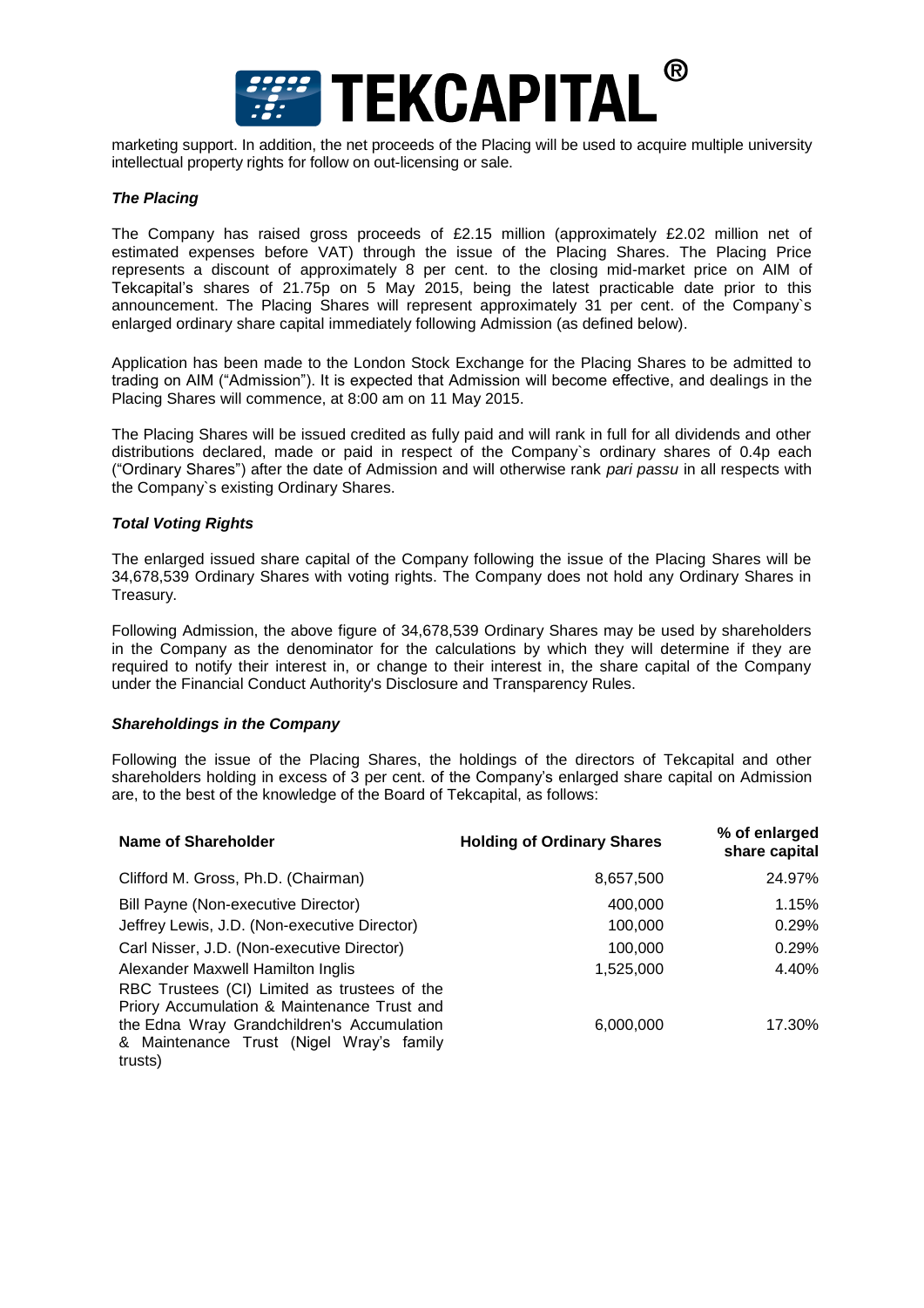marketing support. In addition, the net proceeds of the Placing will be used to acquire multiple university intellectual property rights for follow on out-licensing or sale.

### *The Placing*

The Company has raised gross proceeds of £2.15 million (approximately £2.02 million net of estimated expenses before VAT) through the issue of the Placing Shares. The Placing Price represents a discount of approximately 8 per cent. to the closing mid-market price on AIM of Tekcapital's shares of 21.75p on 5 May 2015, being the latest practicable date prior to this announcement. The Placing Shares will represent approximately 31 per cent. of the Company`s enlarged ordinary share capital immediately following Admission (as defined below).

Application has been made to the London Stock Exchange for the Placing Shares to be admitted to trading on AIM ("Admission"). It is expected that Admission will become effective, and dealings in the Placing Shares will commence, at 8:00 am on 11 May 2015.

The Placing Shares will be issued credited as fully paid and will rank in full for all dividends and other distributions declared, made or paid in respect of the Company`s ordinary shares of 0.4p each ("Ordinary Shares") after the date of Admission and will otherwise rank *pari passu* in all respects with the Company`s existing Ordinary Shares.

### *Total Voting Rights*

The enlarged issued share capital of the Company following the issue of the Placing Shares will be 34,678,539 Ordinary Shares with voting rights. The Company does not hold any Ordinary Shares in Treasury.

Following Admission, the above figure of 34,678,539 Ordinary Shares may be used by shareholders in the Company as the denominator for the calculations by which they will determine if they are required to notify their interest in, or change to their interest in, the share capital of the Company under the Financial Conduct Authority's Disclosure and Transparency Rules.

### *Shareholdings in the Company*

Following the issue of the Placing Shares, the holdings of the directors of Tekcapital and other shareholders holding in excess of 3 per cent. of the Company's enlarged share capital on Admission are, to the best of the knowledge of the Board of Tekcapital, as follows:

| Name of Shareholder | Holding of Ordinary Shares | % of enlarged share capital |
|---|---|---|
| Clifford M. Gross, Ph.D. (Chairman) | 8,657,500 | 24.97% |
| Bill Payne (Non-executive Director) | 400,000 | 1.15% |
| Jeffrey Lewis, J.D. (Non-executive Director) | 100,000 | 0.29% |
| Carl Nisser, J.D. (Non-executive Director) | 100,000 | 0.29% |
| Alexander Maxwell Hamilton Inglis | 1,525,000 | 4.40% |
| RBC Trustees (CI) Limited as trustees of the Priory Accumulation & Maintenance Trust and the Edna Wray Grandchildren's Accumulation & Maintenance Trust (Nigel Wray's family trusts) | 6,000,000 | 17.30% |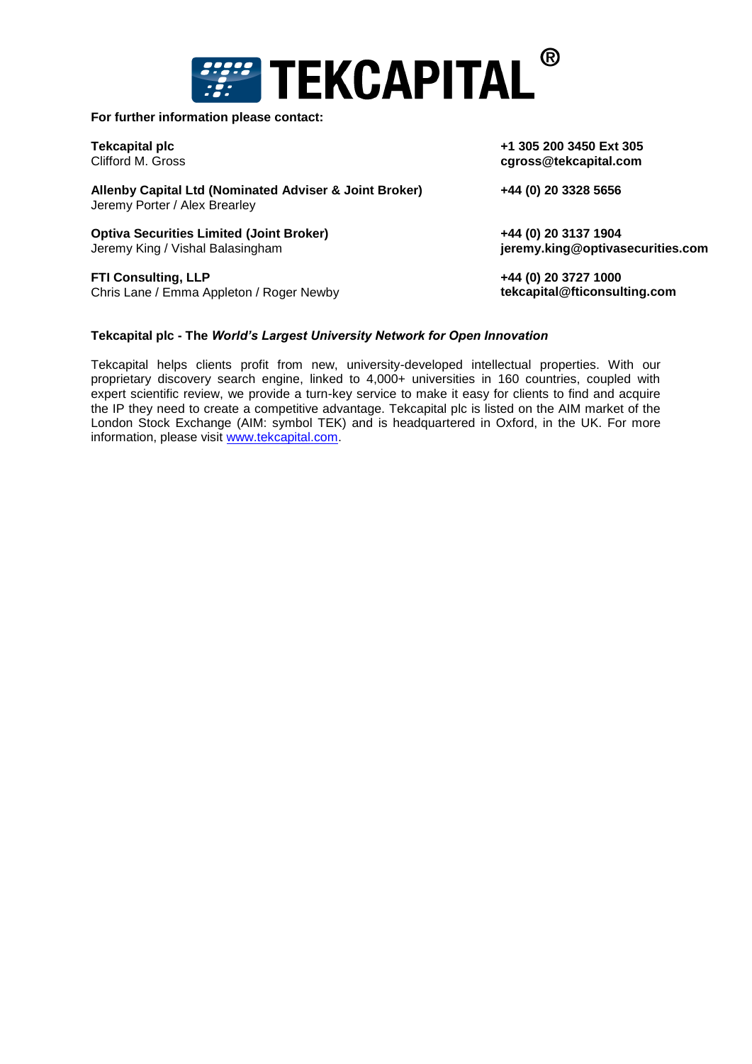**For further information please contact:**

| | |
|---|---|
| **Tekcapital plc**<br>Clifford M. Gross | **+1 305 200 3450 Ext 305**<br>**cgross@tekcapital.com** |
| **Allenby Capital Ltd (Nominated Adviser & Joint Broker)**<br>Jeremy Porter / Alex Brearley | **+44 (0) 20 3328 5656** |
| **Optiva Securities Limited (Joint Broker)**<br>Jeremy King / Vishal Balasingham | **+44 (0) 20 3137 1904**<br>**jeremy.king@optivasecurities.com** |
| **FTI Consulting, LLP**<br>Chris Lane / Emma Appleton / Roger Newby | **+44 (0) 20 3727 1000**<br>**tekcapital@fticonsulting.com** |

**Tekcapital plc - The *World's Largest University Network for Open Innovation***

Tekcapital helps clients profit from new, university-developed intellectual properties. With our proprietary discovery search engine, linked to 4,000+ universities in 160 countries, coupled with expert scientific review, we provide a turn-key service to make it easy for clients to find and acquire the IP they need to create a competitive advantage. Tekcapital plc is listed on the AIM market of the London Stock Exchange (AIM: symbol TEK) and is headquartered in Oxford, in the UK. For more information, please visit www.tekcapital.com.